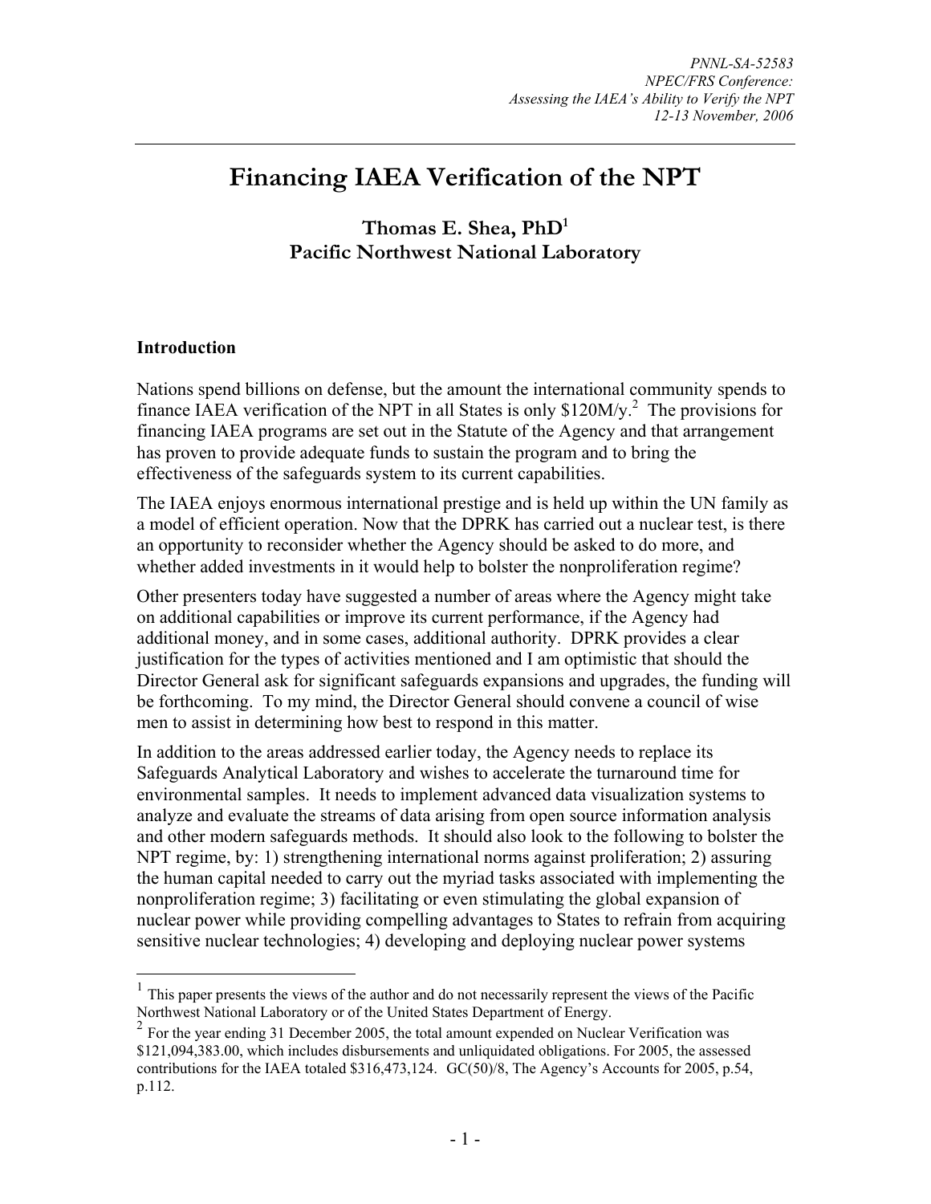PNNL-SA-52583
NPEC/FRS Conference:
*Assessing the IAEA's Ability to Verify the NPT*
*12-13 November, 2006*

# Financing IAEA Verification of the NPT

## Thomas E. Shea, PhD[1]
## Pacific Northwest National Laboratory

### Introduction

Nations spend billions on defense, but the amount the international community spends to finance IAEA verification of the NPT in all States is only \$120M/y.[2] The provisions for financing IAEA programs are set out in the Statute of the Agency and that arrangement has proven to provide adequate funds to sustain the program and to bring the effectiveness of the safeguards system to its current capabilities.

The IAEA enjoys enormous international prestige and is held up within the UN family as a model of efficient operation. Now that the DPRK has carried out a nuclear test, is there an opportunity to reconsider whether the Agency should be asked to do more, and whether added investments in it would help to bolster the nonproliferation regime?

Other presenters today have suggested a number of areas where the Agency might take on additional capabilities or improve its current performance, if the Agency had additional money, and in some cases, additional authority. DPRK provides a clear justification for the types of activities mentioned and I am optimistic that should the Director General ask for significant safeguards expansions and upgrades, the funding will be forthcoming. To my mind, the Director General should convene a council of wise men to assist in determining how best to respond in this matter.

In addition to the areas addressed earlier today, the Agency needs to replace its Safeguards Analytical Laboratory and wishes to accelerate the turnaround time for environmental samples. It needs to implement advanced data visualization systems to analyze and evaluate the streams of data arising from open source information analysis and other modern safeguards methods. It should also look to the following to bolster the NPT regime, by: 1) strengthening international norms against proliferation; 2) assuring the human capital needed to carry out the myriad tasks associated with implementing the nonproliferation regime; 3) facilitating or even stimulating the global expansion of nuclear power while providing compelling advantages to States to refrain from acquiring sensitive nuclear technologies; 4) developing and deploying nuclear power systems

---

[1] This paper presents the views of the author and do not necessarily represent the views of the Pacific Northwest National Laboratory or of the United States Department of Energy.

[2] For the year ending 31 December 2005, the total amount expended on Nuclear Verification was \$121,094,383.00, which includes disbursements and unliquidated obligations. For 2005, the assessed contributions for the IAEA totaled \$316,473,124. GC(50)/8, The Agency's Accounts for 2005, p.54, p.112.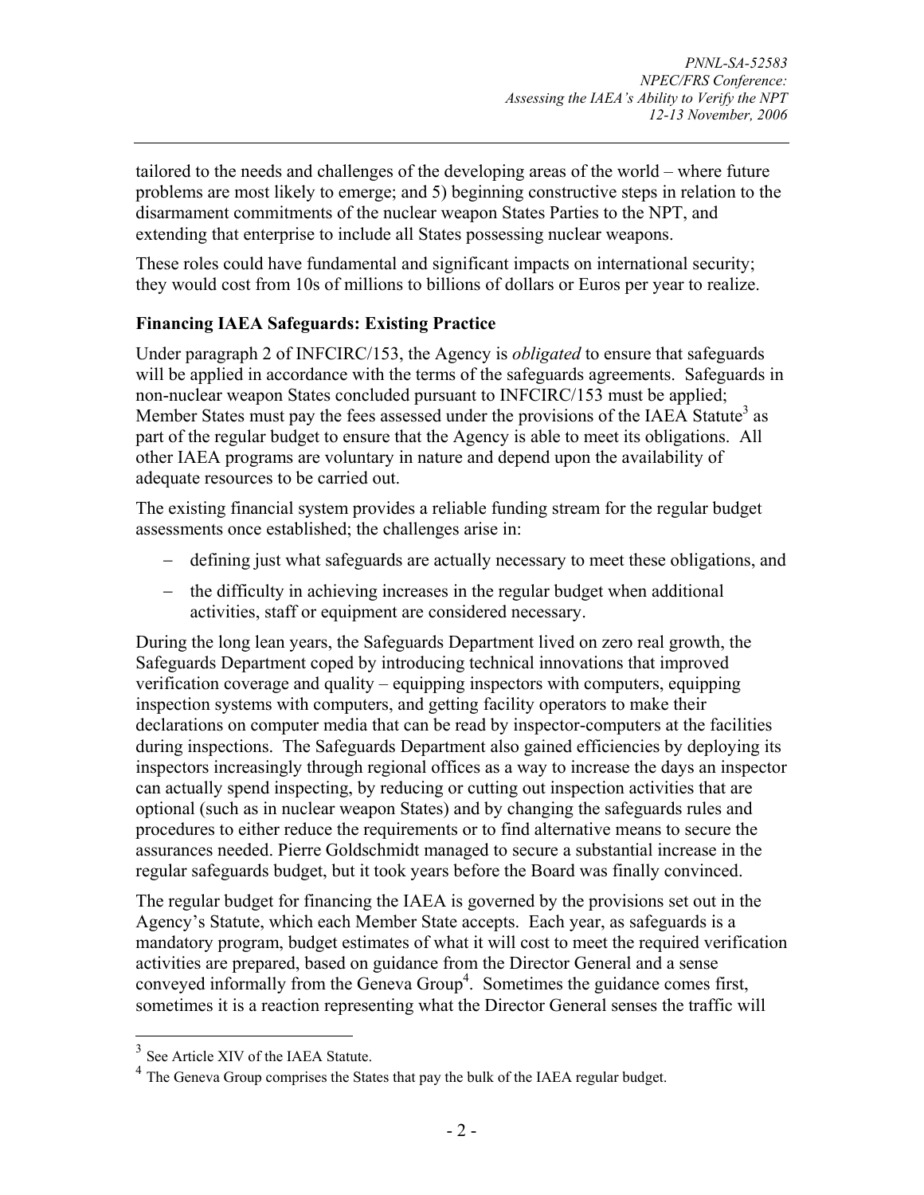tailored to the needs and challenges of the developing areas of the world – where future problems are most likely to emerge; and 5) beginning constructive steps in relation to the disarmament commitments of the nuclear weapon States Parties to the NPT, and extending that enterprise to include all States possessing nuclear weapons.

These roles could have fundamental and significant impacts on international security; they would cost from 10s of millions to billions of dollars or Euros per year to realize.

## Financing IAEA Safeguards: Existing Practice

Under paragraph 2 of INFCIRC/153, the Agency is *obligated* to ensure that safeguards will be applied in accordance with the terms of the safeguards agreements. Safeguards in non-nuclear weapon States concluded pursuant to INFCIRC/153 must be applied; Member States must pay the fees assessed under the provisions of the IAEA Statute[3] as part of the regular budget to ensure that the Agency is able to meet its obligations. All other IAEA programs are voluntary in nature and depend upon the availability of adequate resources to be carried out.

The existing financial system provides a reliable funding stream for the regular budget assessments once established; the challenges arise in:

- defining just what safeguards are actually necessary to meet these obligations, and
- the difficulty in achieving increases in the regular budget when additional activities, staff or equipment are considered necessary.

During the long lean years, the Safeguards Department lived on zero real growth, the Safeguards Department coped by introducing technical innovations that improved verification coverage and quality – equipping inspectors with computers, equipping inspection systems with computers, and getting facility operators to make their declarations on computer media that can be read by inspector-computers at the facilities during inspections. The Safeguards Department also gained efficiencies by deploying its inspectors increasingly through regional offices as a way to increase the days an inspector can actually spend inspecting, by reducing or cutting out inspection activities that are optional (such as in nuclear weapon States) and by changing the safeguards rules and procedures to either reduce the requirements or to find alternative means to secure the assurances needed. Pierre Goldschmidt managed to secure a substantial increase in the regular safeguards budget, but it took years before the Board was finally convinced.

The regular budget for financing the IAEA is governed by the provisions set out in the Agency's Statute, which each Member State accepts. Each year, as safeguards is a mandatory program, budget estimates of what it will cost to meet the required verification activities are prepared, based on guidance from the Director General and a sense conveyed informally from the Geneva Group[4]. Sometimes the guidance comes first, sometimes it is a reaction representing what the Director General senses the traffic will

---

[3] See Article XIV of the IAEA Statute.

[4] The Geneva Group comprises the States that pay the bulk of the IAEA regular budget.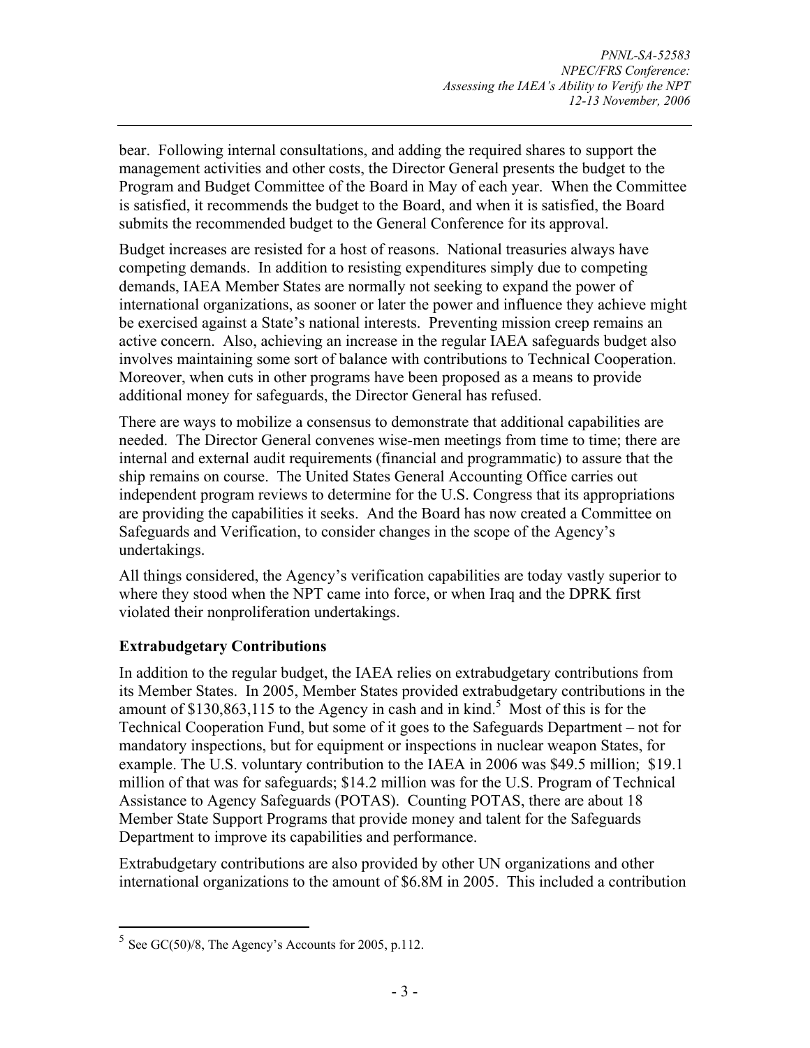bear. Following internal consultations, and adding the required shares to support the management activities and other costs, the Director General presents the budget to the Program and Budget Committee of the Board in May of each year. When the Committee is satisfied, it recommends the budget to the Board, and when it is satisfied, the Board submits the recommended budget to the General Conference for its approval.

Budget increases are resisted for a host of reasons. National treasuries always have competing demands. In addition to resisting expenditures simply due to competing demands, IAEA Member States are normally not seeking to expand the power of international organizations, as sooner or later the power and influence they achieve might be exercised against a State's national interests. Preventing mission creep remains an active concern. Also, achieving an increase in the regular IAEA safeguards budget also involves maintaining some sort of balance with contributions to Technical Cooperation. Moreover, when cuts in other programs have been proposed as a means to provide additional money for safeguards, the Director General has refused.

There are ways to mobilize a consensus to demonstrate that additional capabilities are needed. The Director General convenes wise-men meetings from time to time; there are internal and external audit requirements (financial and programmatic) to assure that the ship remains on course. The United States General Accounting Office carries out independent program reviews to determine for the U.S. Congress that its appropriations are providing the capabilities it seeks. And the Board has now created a Committee on Safeguards and Verification, to consider changes in the scope of the Agency's undertakings.

All things considered, the Agency's verification capabilities are today vastly superior to where they stood when the NPT came into force, or when Iraq and the DPRK first violated their nonproliferation undertakings.

## Extrabudgetary Contributions

In addition to the regular budget, the IAEA relies on extrabudgetary contributions from its Member States. In 2005, Member States provided extrabudgetary contributions in the amount of $130,863,115 to the Agency in cash and in kind.[5] Most of this is for the Technical Cooperation Fund, but some of it goes to the Safeguards Department – not for mandatory inspections, but for equipment or inspections in nuclear weapon States, for example. The U.S. voluntary contribution to the IAEA in 2006 was $49.5 million; $19.1 million of that was for safeguards; $14.2 million was for the U.S. Program of Technical Assistance to Agency Safeguards (POTAS). Counting POTAS, there are about 18 Member State Support Programs that provide money and talent for the Safeguards Department to improve its capabilities and performance.

Extrabudgetary contributions are also provided by other UN organizations and other international organizations to the amount of $6.8M in 2005. This included a contribution

[5] See GC(50)/8, The Agency's Accounts for 2005, p.112.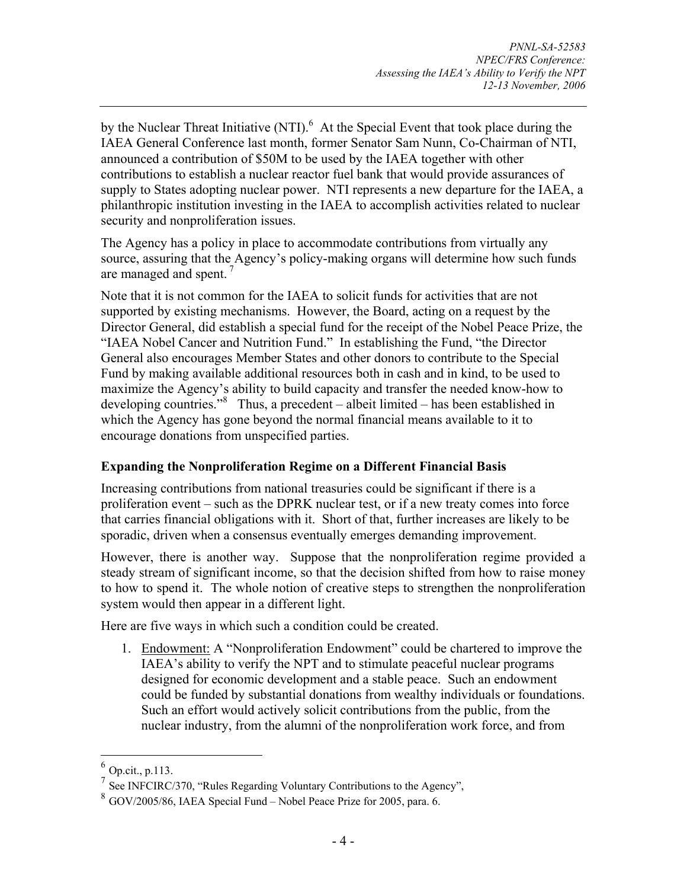by the Nuclear Threat Initiative (NTI).[6] At the Special Event that took place during the IAEA General Conference last month, former Senator Sam Nunn, Co-Chairman of NTI, announced a contribution of $50M to be used by the IAEA together with other contributions to establish a nuclear reactor fuel bank that would provide assurances of supply to States adopting nuclear power. NTI represents a new departure for the IAEA, a philanthropic institution investing in the IAEA to accomplish activities related to nuclear security and nonproliferation issues.

The Agency has a policy in place to accommodate contributions from virtually any source, assuring that the Agency's policy-making organs will determine how such funds are managed and spent.[7]

Note that it is not common for the IAEA to solicit funds for activities that are not supported by existing mechanisms. However, the Board, acting on a request by the Director General, did establish a special fund for the receipt of the Nobel Peace Prize, the "IAEA Nobel Cancer and Nutrition Fund." In establishing the Fund, "the Director General also encourages Member States and other donors to contribute to the Special Fund by making available additional resources both in cash and in kind, to be used to maximize the Agency's ability to build capacity and transfer the needed know-how to developing countries."[8] Thus, a precedent – albeit limited – has been established in which the Agency has gone beyond the normal financial means available to it to encourage donations from unspecified parties.

### Expanding the Nonproliferation Regime on a Different Financial Basis

Increasing contributions from national treasuries could be significant if there is a proliferation event – such as the DPRK nuclear test, or if a new treaty comes into force that carries financial obligations with it. Short of that, further increases are likely to be sporadic, driven when a consensus eventually emerges demanding improvement.

However, there is another way. Suppose that the nonproliferation regime provided a steady stream of significant income, so that the decision shifted from how to raise money to how to spend it. The whole notion of creative steps to strengthen the nonproliferation system would then appear in a different light.

Here are five ways in which such a condition could be created.

1. Endowment: A "Nonproliferation Endowment" could be chartered to improve the IAEA's ability to verify the NPT and to stimulate peaceful nuclear programs designed for economic development and a stable peace. Such an endowment could be funded by substantial donations from wealthy individuals or foundations. Such an effort would actively solicit contributions from the public, from the nuclear industry, from the alumni of the nonproliferation work force, and from

---

[6] Op.cit., p.113.

[7] See INFCIRC/370, "Rules Regarding Voluntary Contributions to the Agency",

[8] GOV/2005/86, IAEA Special Fund – Nobel Peace Prize for 2005, para. 6.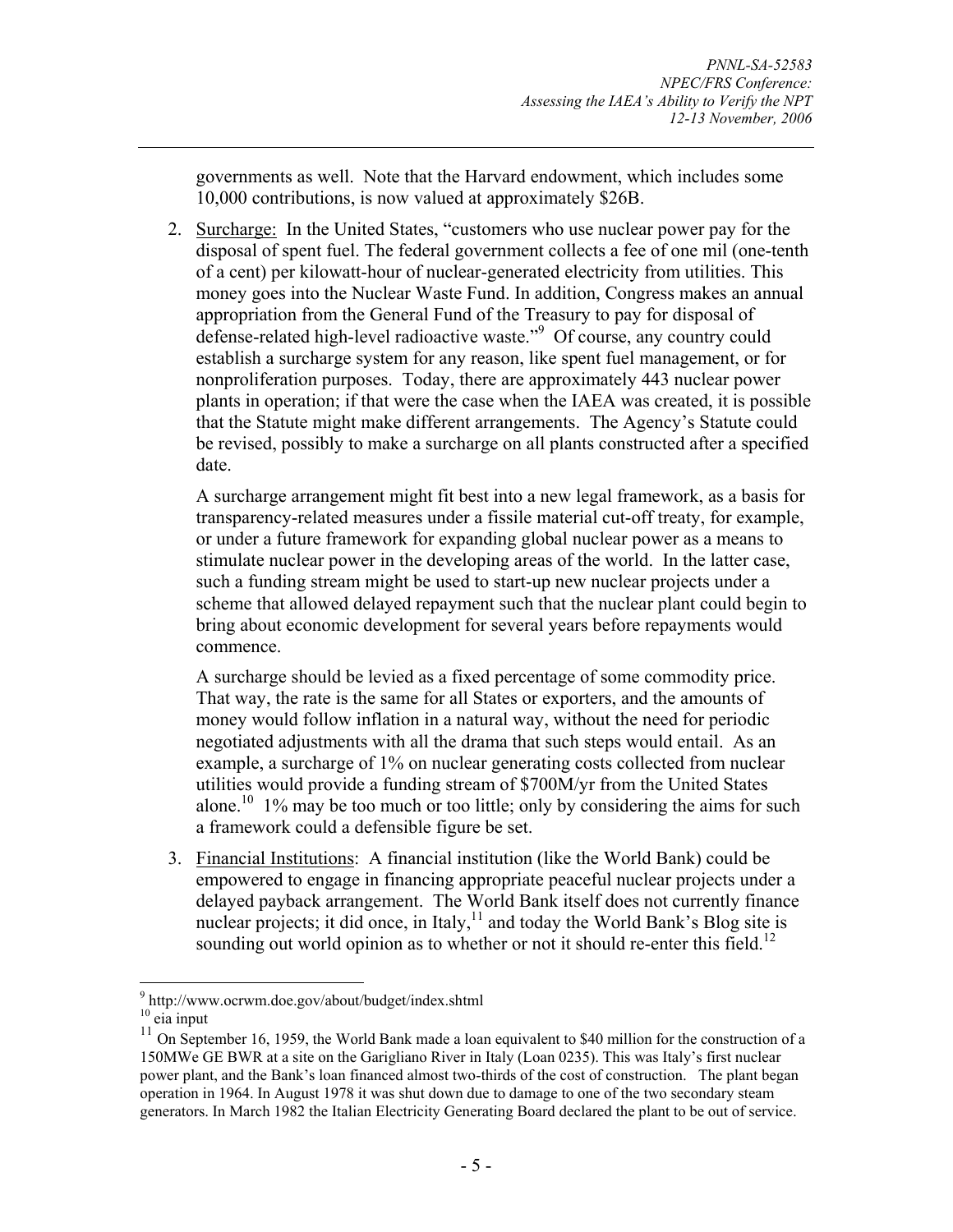governments as well. Note that the Harvard endowment, which includes some 10,000 contributions, is now valued at approximately $26B.

2. Surcharge: In the United States, "customers who use nuclear power pay for the disposal of spent fuel. The federal government collects a fee of one mil (one-tenth of a cent) per kilowatt-hour of nuclear-generated electricity from utilities. This money goes into the Nuclear Waste Fund. In addition, Congress makes an annual appropriation from the General Fund of the Treasury to pay for disposal of defense-related high-level radioactive waste."[9] Of course, any country could establish a surcharge system for any reason, like spent fuel management, or for nonproliferation purposes. Today, there are approximately 443 nuclear power plants in operation; if that were the case when the IAEA was created, it is possible that the Statute might make different arrangements. The Agency's Statute could be revised, possibly to make a surcharge on all plants constructed after a specified date.

   A surcharge arrangement might fit best into a new legal framework, as a basis for transparency-related measures under a fissile material cut-off treaty, for example, or under a future framework for expanding global nuclear power as a means to stimulate nuclear power in the developing areas of the world. In the latter case, such a funding stream might be used to start-up new nuclear projects under a scheme that allowed delayed repayment such that the nuclear plant could begin to bring about economic development for several years before repayments would commence.

   A surcharge should be levied as a fixed percentage of some commodity price. That way, the rate is the same for all States or exporters, and the amounts of money would follow inflation in a natural way, without the need for periodic negotiated adjustments with all the drama that such steps would entail. As an example, a surcharge of 1% on nuclear generating costs collected from nuclear utilities would provide a funding stream of $700M/yr from the United States alone.[10] 1% may be too much or too little; only by considering the aims for such a framework could a defensible figure be set.

3. Financial Institutions: A financial institution (like the World Bank) could be empowered to engage in financing appropriate peaceful nuclear projects under a delayed payback arrangement. The World Bank itself does not currently finance nuclear projects; it did once, in Italy,[11] and today the World Bank's Blog site is sounding out world opinion as to whether or not it should re-enter this field.[12]

---

[9] http://www.ocrwm.doe.gov/about/budget/index.shtml

[10] eia input

[11] On September 16, 1959, the World Bank made a loan equivalent to $40 million for the construction of a 150MWe GE BWR at a site on the Garigliano River in Italy (Loan 0235). This was Italy's first nuclear power plant, and the Bank's loan financed almost two-thirds of the cost of construction. The plant began operation in 1964. In August 1978 it was shut down due to damage to one of the two secondary steam generators. In March 1982 the Italian Electricity Generating Board declared the plant to be out of service.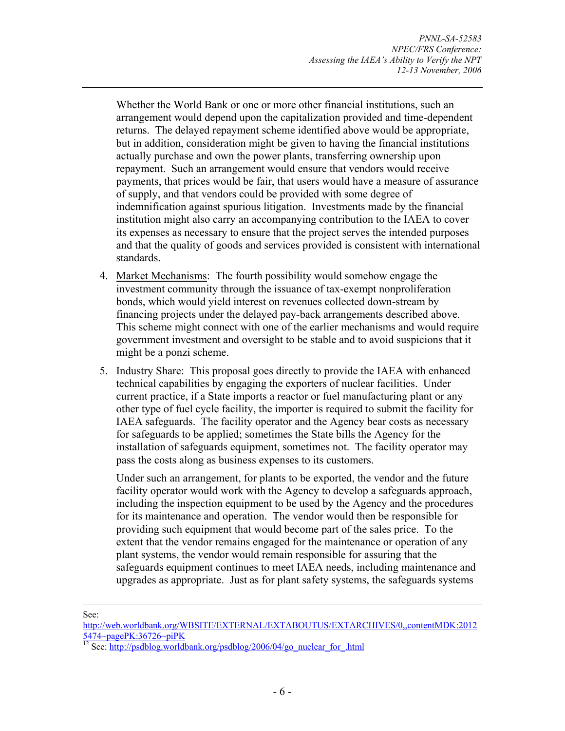Whether the World Bank or one or more other financial institutions, such an arrangement would depend upon the capitalization provided and time-dependent returns. The delayed repayment scheme identified above would be appropriate, but in addition, consideration might be given to having the financial institutions actually purchase and own the power plants, transferring ownership upon repayment. Such an arrangement would ensure that vendors would receive payments, that prices would be fair, that users would have a measure of assurance of supply, and that vendors could be provided with some degree of indemnification against spurious litigation. Investments made by the financial institution might also carry an accompanying contribution to the IAEA to cover its expenses as necessary to ensure that the project serves the intended purposes and that the quality of goods and services provided is consistent with international standards.

4. Market Mechanisms: The fourth possibility would somehow engage the investment community through the issuance of tax-exempt nonproliferation bonds, which would yield interest on revenues collected down-stream by financing projects under the delayed pay-back arrangements described above. This scheme might connect with one of the earlier mechanisms and would require government investment and oversight to be stable and to avoid suspicions that it might be a ponzi scheme.

5. Industry Share: This proposal goes directly to provide the IAEA with enhanced technical capabilities by engaging the exporters of nuclear facilities. Under current practice, if a State imports a reactor or fuel manufacturing plant or any other type of fuel cycle facility, the importer is required to submit the facility for IAEA safeguards. The facility operator and the Agency bear costs as necessary for safeguards to be applied; sometimes the State bills the Agency for the installation of safeguards equipment, sometimes not. The facility operator may pass the costs along as business expenses to its customers.

   Under such an arrangement, for plants to be exported, the vendor and the future facility operator would work with the Agency to develop a safeguards approach, including the inspection equipment to be used by the Agency and the procedures for its maintenance and operation. The vendor would then be responsible for providing such equipment that would become part of the sales price. To the extent that the vendor remains engaged for the maintenance or operation of any plant systems, the vendor would remain responsible for assuring that the safeguards equipment continues to meet IAEA needs, including maintenance and upgrades as appropriate. Just as for plant safety systems, the safeguards systems

---

See: http://web.worldbank.org/WBSITE/EXTERNAL/EXTABOUTUS/EXTARCHIVES/0,,contentMDK:20125474~pagePK:36726~piPK

[12] See: http://psdblog.worldbank.org/psdblog/2006/04/go_nuclear_for_.html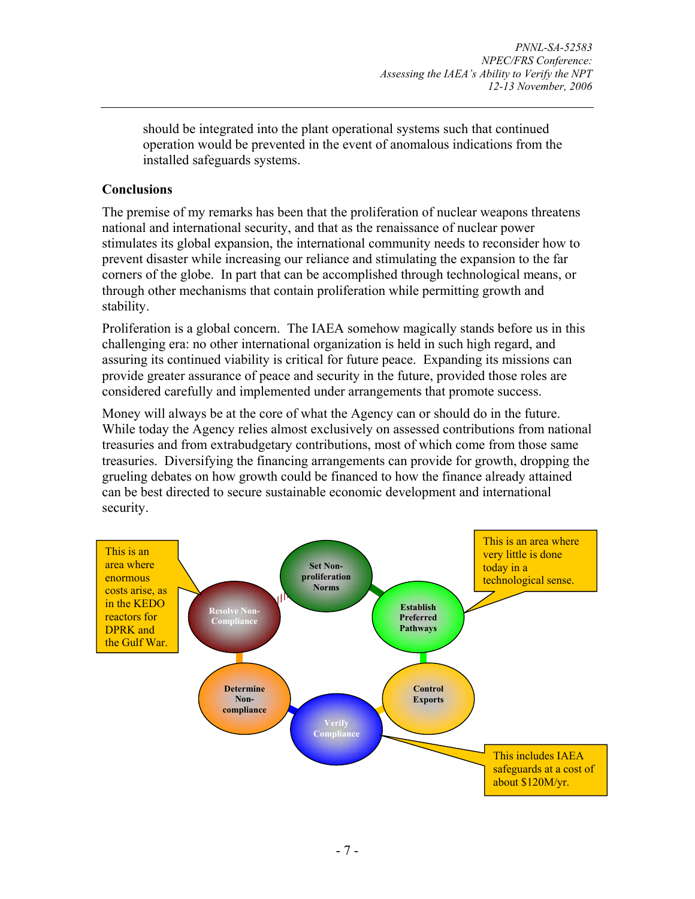should be integrated into the plant operational systems such that continued operation would be prevented in the event of anomalous indications from the installed safeguards systems.

**Conclusions**

The premise of my remarks has been that the proliferation of nuclear weapons threatens national and international security, and that as the renaissance of nuclear power stimulates its global expansion, the international community needs to reconsider how to prevent disaster while increasing our reliance and stimulating the expansion to the far corners of the globe. In part that can be accomplished through technological means, or through other mechanisms that contain proliferation while permitting growth and stability.

Proliferation is a global concern. The IAEA somehow magically stands before us in this challenging era: no other international organization is held in such high regard, and assuring its continued viability is critical for future peace. Expanding its missions can provide greater assurance of peace and security in the future, provided those roles are considered carefully and implemented under arrangements that promote success.

Money will always be at the core of what the Agency can or should do in the future. While today the Agency relies almost exclusively on assessed contributions from national treasuries and from extrabudgetary contributions, most of which come from those same treasuries. Diversifying the financing arrangements can provide for growth, dropping the grueling debates on how growth could be financed to how the finance already attained can be best directed to secure sustainable economic development and international security.

This is an area where enormous costs arise, as in the KEDO reactors for DPRK and the Gulf War.

Set Non-proliferation Norms

This is an area where very little is done today in a technological sense.

Resolve Non-Compliance

Establish Preferred Pathways

Determine Non-compliance

Control Exports

Verify Compliance

This includes IAEA safeguards at a cost of about $120M/yr.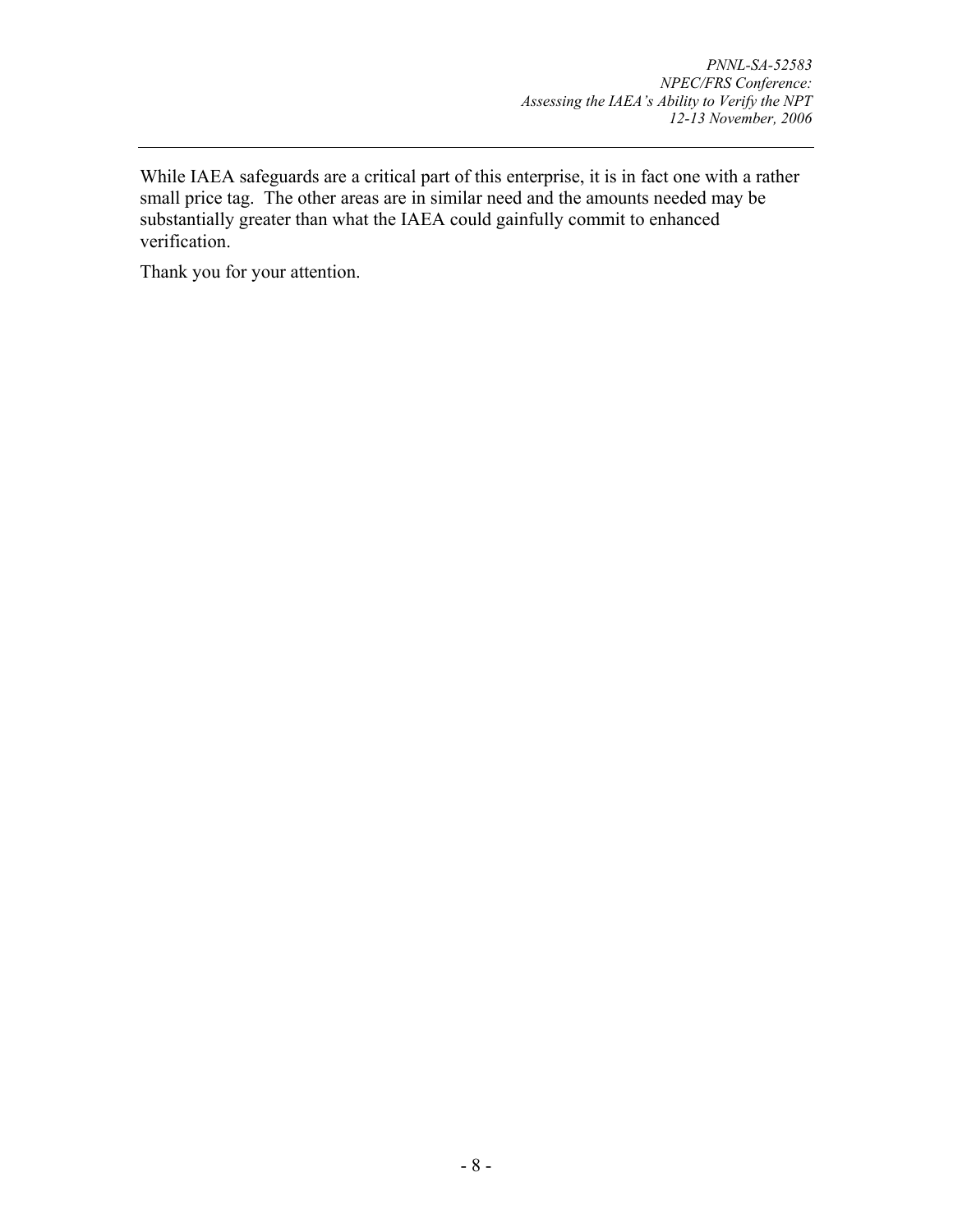While IAEA safeguards are a critical part of this enterprise, it is in fact one with a rather small price tag. The other areas are in similar need and the amounts needed may be substantially greater than what the IAEA could gainfully commit to enhanced verification.

Thank you for your attention.